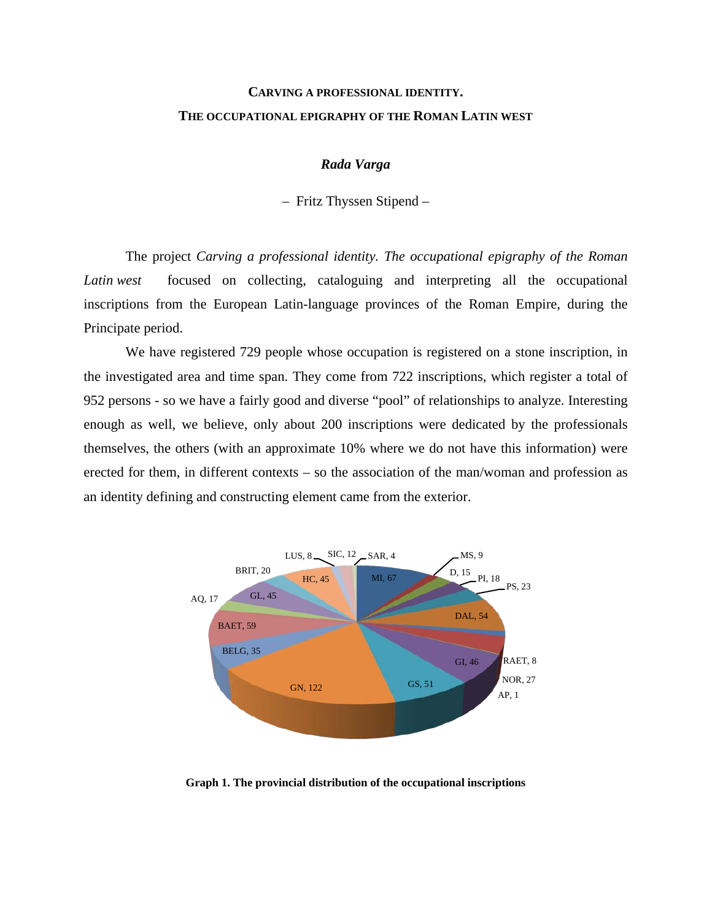# CARVING A PROFESSIONAL IDENTITY.
# THE OCCUPATIONAL EPIGRAPHY OF THE ROMAN LATIN WEST

***Rada Varga***

– Fritz Thyssen Stipend –

The project *Carving a professional identity. The occupational epigraphy of the Roman Latin west* focused on collecting, cataloguing and interpreting all the occupational inscriptions from the European Latin-language provinces of the Roman Empire, during the Principate period.

We have registered 729 people whose occupation is registered on a stone inscription, in the investigated area and time span. They come from 722 inscriptions, which register a total of 952 persons - so we have a fairly good and diverse "pool" of relationships to analyze. Interesting enough as well, we believe, only about 200 inscriptions were dedicated by the professionals themselves, the others (with an approximate 10% where we do not have this information) were erected for them, in different contexts – so the association of the man/woman and profession as an identity defining and constructing element came from the exterior.

LUS, 8 · SIC, 12 · SAR, 4 · MS, 9 · BRIT, 20 · HC, 45 · MI, 67 · D, 15 · PI, 18 · PS, 23 · AQ, 17 · GL, 45 · DAL, 54 · BAET, 59 · BELG, 35 · GI, 46 · RAET, 8 · NOR, 27 · GN, 122 · GS, 51 · AP, 1

**Graph 1. The provincial distribution of the occupational inscriptions**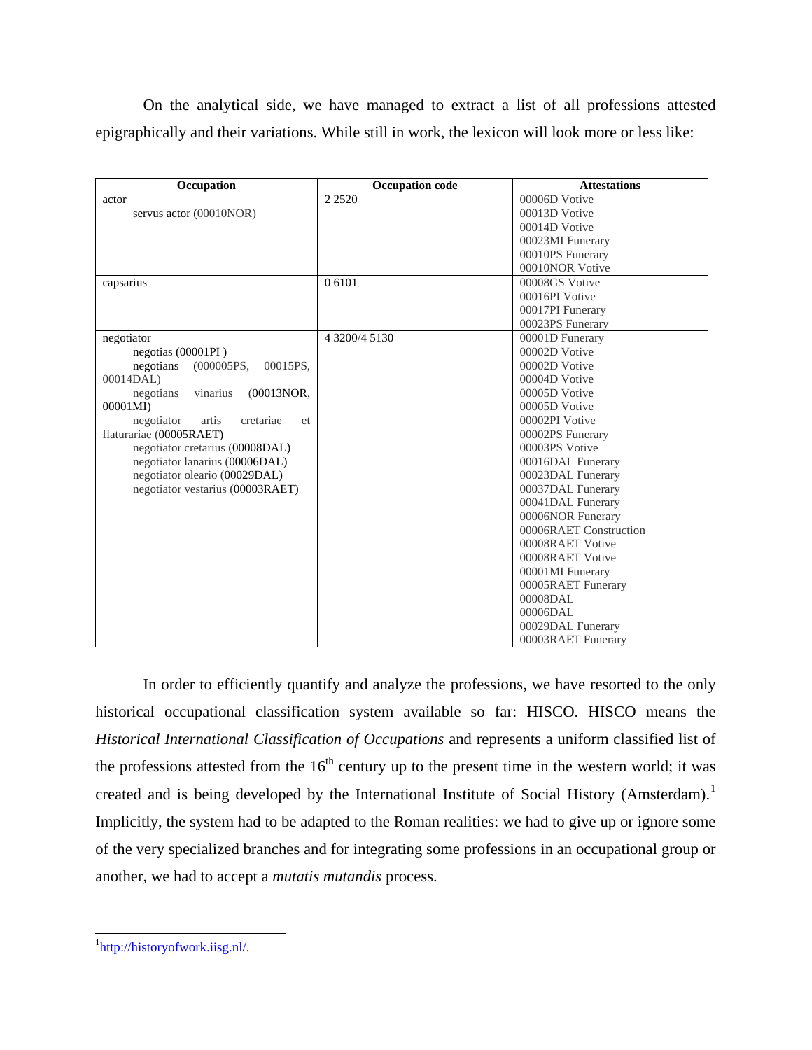On the analytical side, we have managed to extract a list of all professions attested epigraphically and their variations. While still in work, the lexicon will look more or less like:

| Occupation | Occupation code | Attestations |
|---|---|---|
| actor<br>servus actor (00010NOR) | 2 2520 | 00006D Votive<br>00013D Votive<br>00014D Votive<br>00023MI Funerary<br>00010PS Funerary<br>00010NOR Votive |
| capsarius | 0 6101 | 00008GS Votive<br>00016PI Votive<br>00017PI Funerary<br>00023PS Funerary |
| negotiator<br>negotias (00001PI )<br>negotians (000005PS, 00015PS, 00014DAL)<br>negotians vinarius (00013NOR, 00001MI)<br>negotiator artis cretariae et flaturariae (00005RAET)<br>negotiator cretarius (00008DAL)<br>negotiator lanarius (00006DAL)<br>negotiator oleario (00029DAL)<br>negotiator vestarius (00003RAET) | 4 3200/4 5130 | 00001D Funerary<br>00002D Votive<br>00002D Votive<br>00004D Votive<br>00005D Votive<br>00005D Votive<br>00002PI Votive<br>00002PS Funerary<br>00003PS Votive<br>00016DAL Funerary<br>00023DAL Funerary<br>00037DAL Funerary<br>00041DAL Funerary<br>00006NOR Funerary<br>00006RAET Construction<br>00008RAET Votive<br>00008RAET Votive<br>00001MI Funerary<br>00005RAET Funerary<br>00008DAL<br>00006DAL<br>00029DAL Funerary<br>00003RAET Funerary |

In order to efficiently quantify and analyze the professions, we have resorted to the only historical occupational classification system available so far: HISCO. HISCO means the *Historical International Classification of Occupations* and represents a uniform classified list of the professions attested from the 16th century up to the present time in the western world; it was created and is being developed by the International Institute of Social History (Amsterdam).[1] Implicitly, the system had to be adapted to the Roman realities: we had to give up or ignore some of the very specialized branches and for integrating some professions in an occupational group or another, we had to accept a *mutatis mutandis* process.

[1] http://historyofwork.iisg.nl/.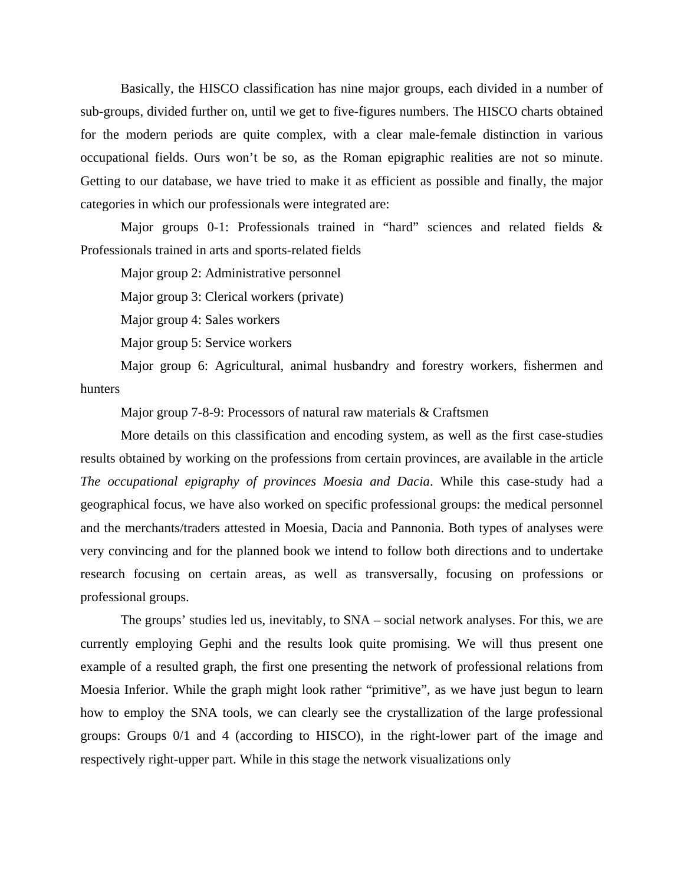Basically, the HISCO classification has nine major groups, each divided in a number of sub-groups, divided further on, until we get to five-figures numbers. The HISCO charts obtained for the modern periods are quite complex, with a clear male-female distinction in various occupational fields. Ours won't be so, as the Roman epigraphic realities are not so minute. Getting to our database, we have tried to make it as efficient as possible and finally, the major categories in which our professionals were integrated are:

Major groups 0-1: Professionals trained in "hard" sciences and related fields & Professionals trained in arts and sports-related fields

Major group 2: Administrative personnel

Major group 3: Clerical workers (private)

Major group 4: Sales workers

Major group 5: Service workers

Major group 6: Agricultural, animal husbandry and forestry workers, fishermen and hunters

Major group 7-8-9: Processors of natural raw materials & Craftsmen

More details on this classification and encoding system, as well as the first case-studies results obtained by working on the professions from certain provinces, are available in the article *The occupational epigraphy of provinces Moesia and Dacia*. While this case-study had a geographical focus, we have also worked on specific professional groups: the medical personnel and the merchants/traders attested in Moesia, Dacia and Pannonia. Both types of analyses were very convincing and for the planned book we intend to follow both directions and to undertake research focusing on certain areas, as well as transversally, focusing on professions or professional groups.

The groups' studies led us, inevitably, to SNA – social network analyses. For this, we are currently employing Gephi and the results look quite promising. We will thus present one example of a resulted graph, the first one presenting the network of professional relations from Moesia Inferior. While the graph might look rather "primitive", as we have just begun to learn how to employ the SNA tools, we can clearly see the crystallization of the large professional groups: Groups 0/1 and 4 (according to HISCO), in the right-lower part of the image and respectively right-upper part. While in this stage the network visualizations only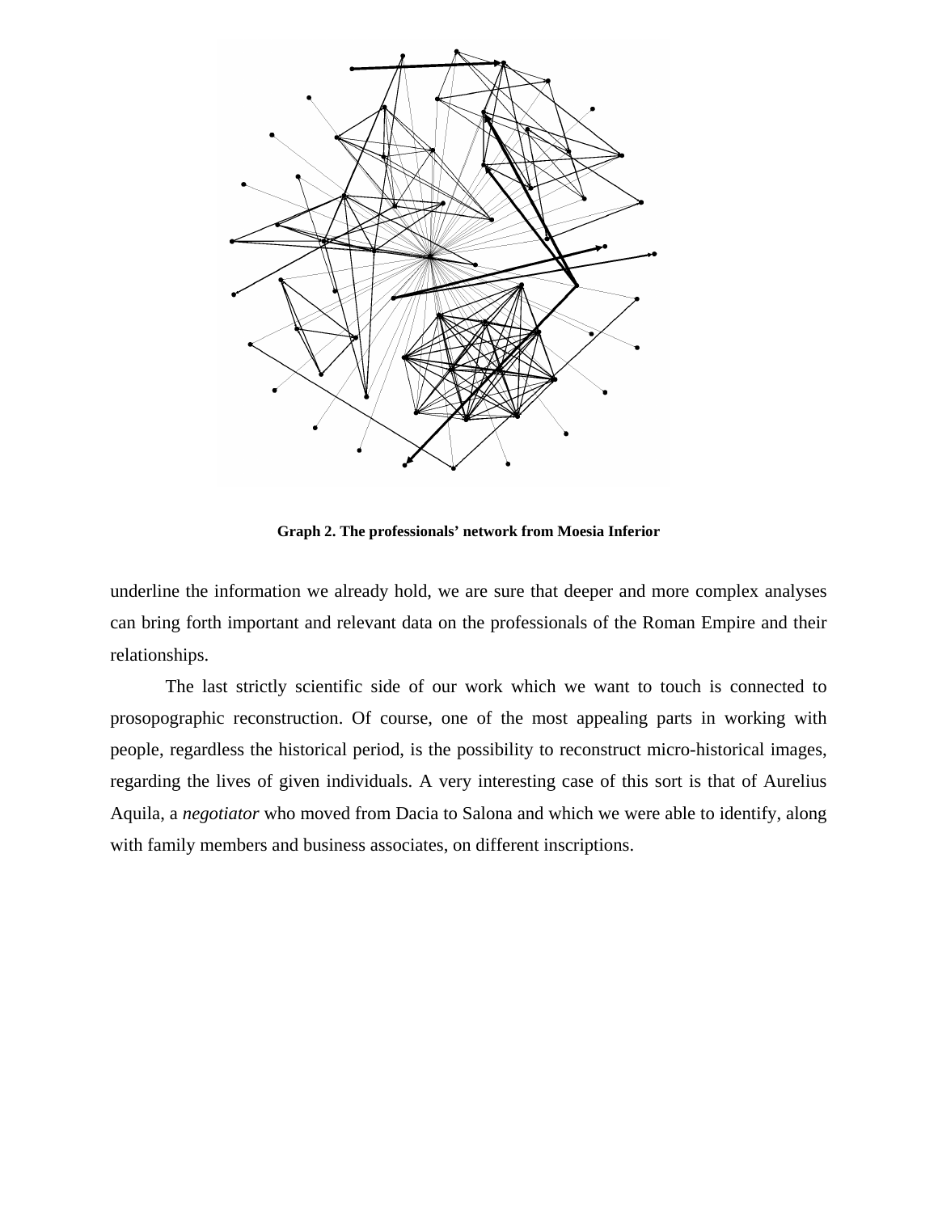**Graph 2. The professionals' network from Moesia Inferior**

underline the information we already hold, we are sure that deeper and more complex analyses can bring forth important and relevant data on the professionals of the Roman Empire and their relationships.

The last strictly scientific side of our work which we want to touch is connected to prosopographic reconstruction. Of course, one of the most appealing parts in working with people, regardless the historical period, is the possibility to reconstruct micro-historical images, regarding the lives of given individuals. A very interesting case of this sort is that of Aurelius Aquila, a *negotiator* who moved from Dacia to Salona and which we were able to identify, along with family members and business associates, on different inscriptions.